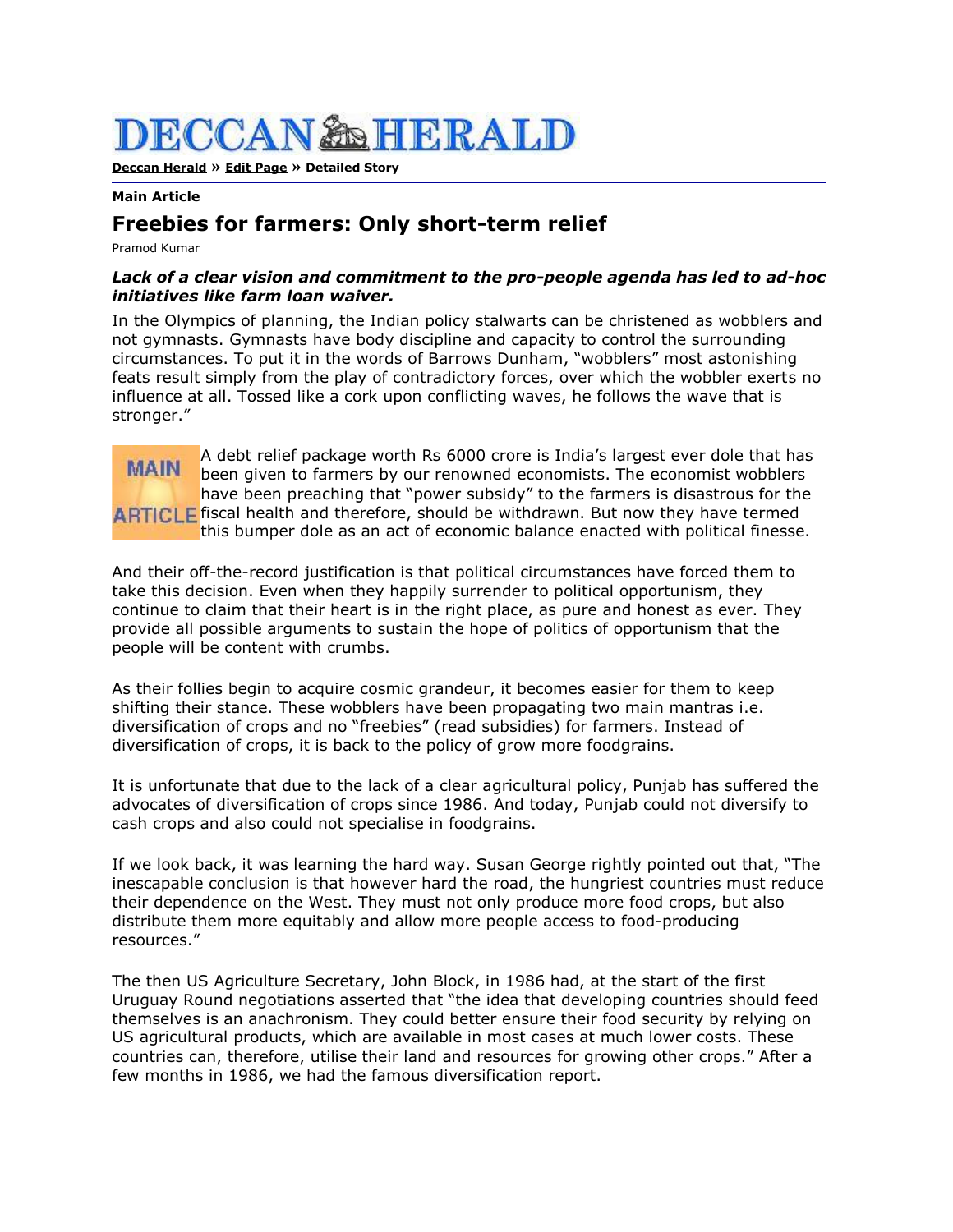# DECCAN HERALD

Deccan Herald » Edit Page » Detailed Story

**Main Article**

## Freebies for farmers: Only short-term relief

Pramod Kumar

***Lack of a clear vision and commitment to the pro-people agenda has led to ad-hoc initiatives like farm loan waiver.***

In the Olympics of planning, the Indian policy stalwarts can be christened as wobblers and not gymnasts. Gymnasts have body discipline and capacity to control the surrounding circumstances. To put it in the words of Barrows Dunham, "wobblers" most astonishing feats result simply from the play of contradictory forces, over which the wobbler exerts no influence at all. Tossed like a cork upon conflicting waves, he follows the wave that is stronger."

MAIN ARTICLE

A debt relief package worth Rs 6000 crore is India's largest ever dole that has been given to farmers by our renowned economists. The economist wobblers have been preaching that "power subsidy" to the farmers is disastrous for the fiscal health and therefore, should be withdrawn. But now they have termed this bumper dole as an act of economic balance enacted with political finesse.

And their off-the-record justification is that political circumstances have forced them to take this decision. Even when they happily surrender to political opportunism, they continue to claim that their heart is in the right place, as pure and honest as ever. They provide all possible arguments to sustain the hope of politics of opportunism that the people will be content with crumbs.

As their follies begin to acquire cosmic grandeur, it becomes easier for them to keep shifting their stance. These wobblers have been propagating two main mantras i.e. diversification of crops and no "freebies" (read subsidies) for farmers. Instead of diversification of crops, it is back to the policy of grow more foodgrains.

It is unfortunate that due to the lack of a clear agricultural policy, Punjab has suffered the advocates of diversification of crops since 1986. And today, Punjab could not diversify to cash crops and also could not specialise in foodgrains.

If we look back, it was learning the hard way. Susan George rightly pointed out that, "The inescapable conclusion is that however hard the road, the hungriest countries must reduce their dependence on the West. They must not only produce more food crops, but also distribute them more equitably and allow more people access to food-producing resources."

The then US Agriculture Secretary, John Block, in 1986 had, at the start of the first Uruguay Round negotiations asserted that "the idea that developing countries should feed themselves is an anachronism. They could better ensure their food security by relying on US agricultural products, which are available in most cases at much lower costs. These countries can, therefore, utilise their land and resources for growing other crops." After a few months in 1986, we had the famous diversification report.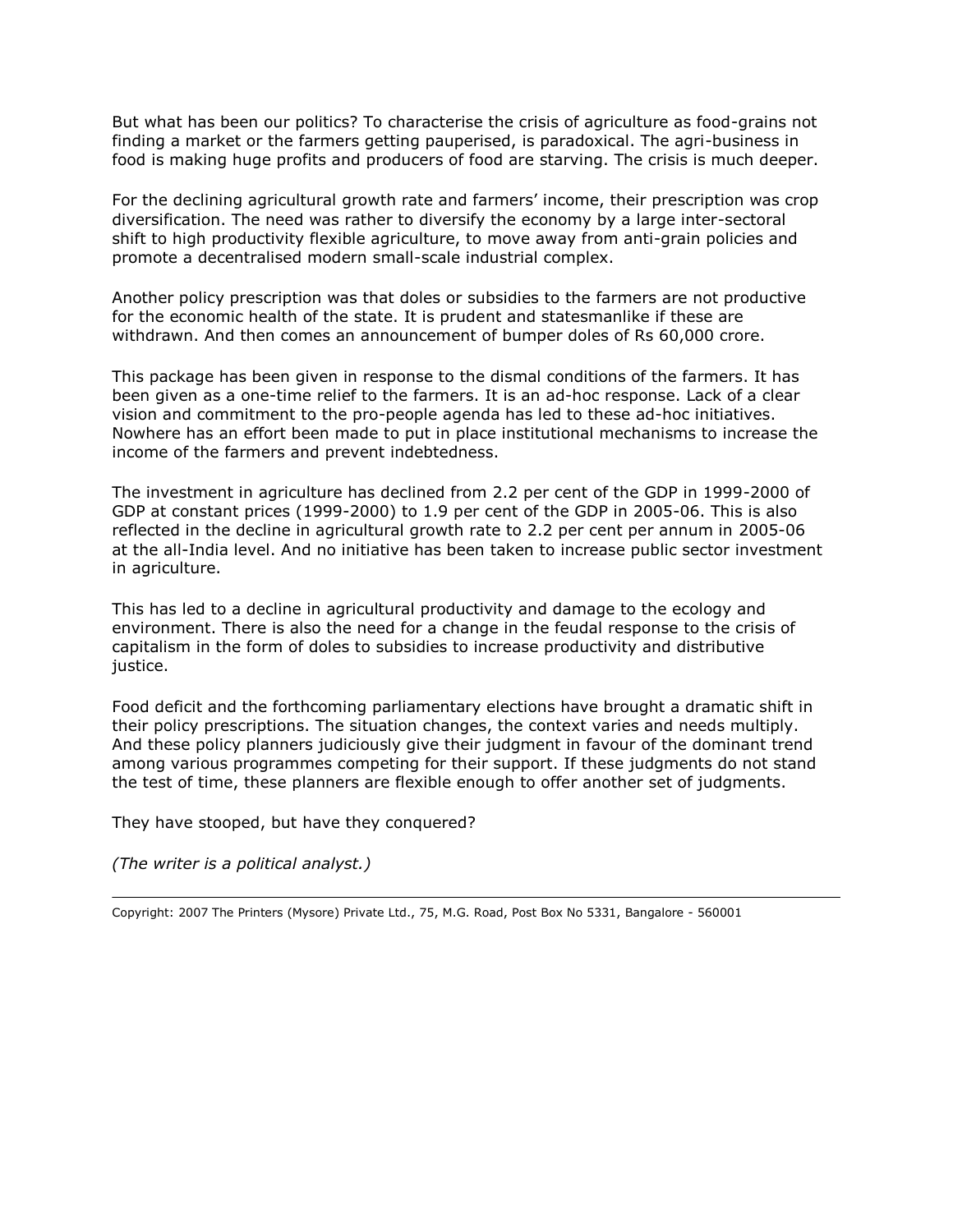But what has been our politics? To characterise the crisis of agriculture as food-grains not finding a market or the farmers getting pauperised, is paradoxical. The agri-business in food is making huge profits and producers of food are starving. The crisis is much deeper.

For the declining agricultural growth rate and farmers' income, their prescription was crop diversification. The need was rather to diversify the economy by a large inter-sectoral shift to high productivity flexible agriculture, to move away from anti-grain policies and promote a decentralised modern small-scale industrial complex.

Another policy prescription was that doles or subsidies to the farmers are not productive for the economic health of the state. It is prudent and statesmanlike if these are withdrawn. And then comes an announcement of bumper doles of Rs 60,000 crore.

This package has been given in response to the dismal conditions of the farmers. It has been given as a one-time relief to the farmers. It is an ad-hoc response. Lack of a clear vision and commitment to the pro-people agenda has led to these ad-hoc initiatives. Nowhere has an effort been made to put in place institutional mechanisms to increase the income of the farmers and prevent indebtedness.

The investment in agriculture has declined from 2.2 per cent of the GDP in 1999-2000 of GDP at constant prices (1999-2000) to 1.9 per cent of the GDP in 2005-06. This is also reflected in the decline in agricultural growth rate to 2.2 per cent per annum in 2005-06 at the all-India level. And no initiative has been taken to increase public sector investment in agriculture.

This has led to a decline in agricultural productivity and damage to the ecology and environment. There is also the need for a change in the feudal response to the crisis of capitalism in the form of doles to subsidies to increase productivity and distributive justice.

Food deficit and the forthcoming parliamentary elections have brought a dramatic shift in their policy prescriptions. The situation changes, the context varies and needs multiply. And these policy planners judiciously give their judgment in favour of the dominant trend among various programmes competing for their support. If these judgments do not stand the test of time, these planners are flexible enough to offer another set of judgments.

They have stooped, but have they conquered?

*(The writer is a political analyst.)*

---

Copyright: 2007 The Printers (Mysore) Private Ltd., 75, M.G. Road, Post Box No 5331, Bangalore - 560001